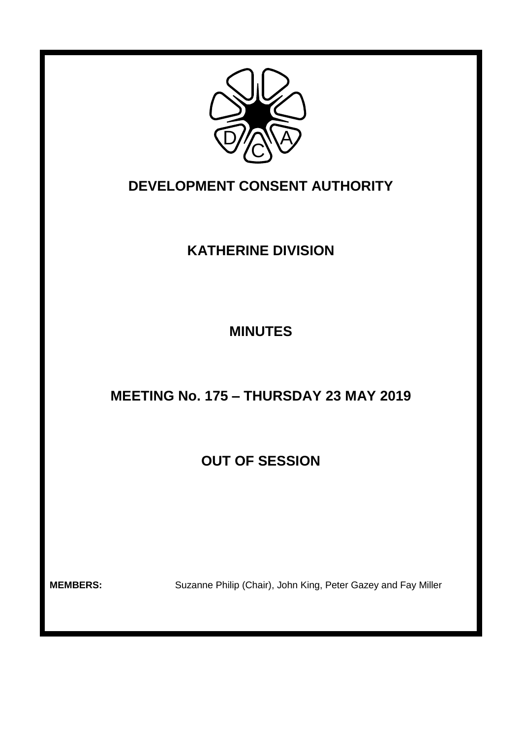# DEVELOPMENT CONSENT AUTHORITY

## KATHERINE DIVISION

## MINUTES

## MEETING No. 175 – THURSDAY 23 MAY 2019

## OUT OF SESSION

**MEMBERS:** Suzanne Philip (Chair), John King, Peter Gazey and Fay Miller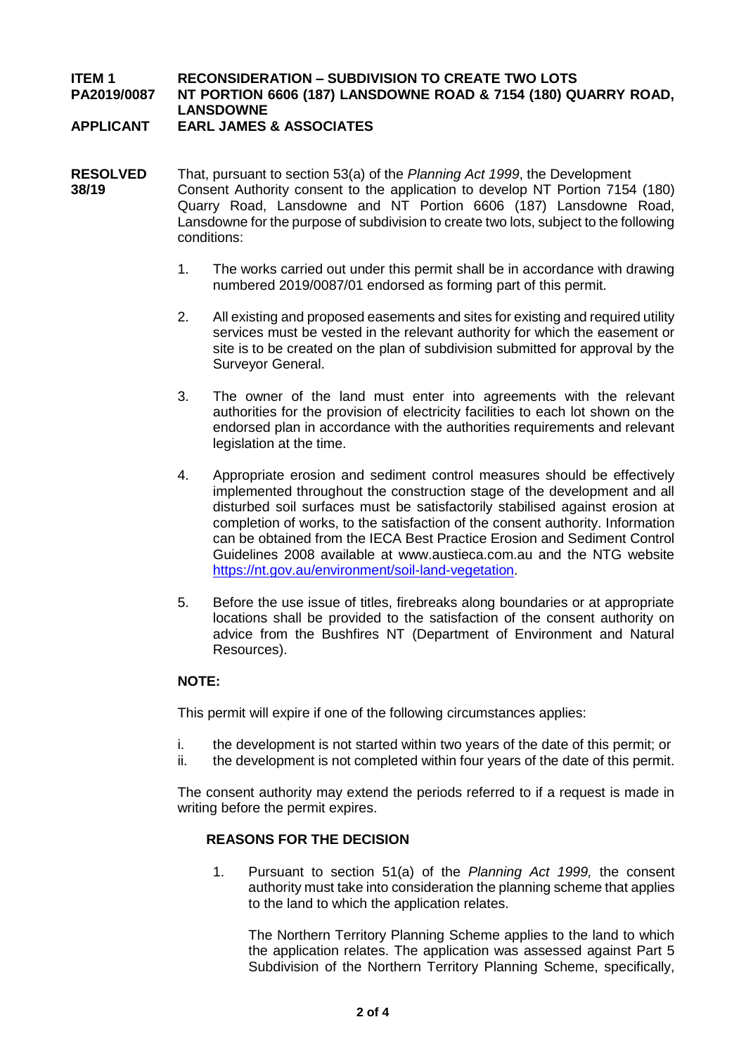**ITEM 1** **RECONSIDERATION – SUBDIVISION TO CREATE TWO LOTS**
**PA2019/0087** **NT PORTION 6606 (187) LANSDOWNE ROAD & 7154 (180) QUARRY ROAD, LANSDOWNE**
**APPLICANT** **EARL JAMES & ASSOCIATES**

**RESOLVED 38/19**

That, pursuant to section 53(a) of the *Planning Act 1999*, the Development Consent Authority consent to the application to develop NT Portion 7154 (180) Quarry Road, Lansdowne and NT Portion 6606 (187) Lansdowne Road, Lansdowne for the purpose of subdivision to create two lots, subject to the following conditions:

1. The works carried out under this permit shall be in accordance with drawing numbered 2019/0087/01 endorsed as forming part of this permit.

2. All existing and proposed easements and sites for existing and required utility services must be vested in the relevant authority for which the easement or site is to be created on the plan of subdivision submitted for approval by the Surveyor General.

3. The owner of the land must enter into agreements with the relevant authorities for the provision of electricity facilities to each lot shown on the endorsed plan in accordance with the authorities requirements and relevant legislation at the time.

4. Appropriate erosion and sediment control measures should be effectively implemented throughout the construction stage of the development and all disturbed soil surfaces must be satisfactorily stabilised against erosion at completion of works, to the satisfaction of the consent authority. Information can be obtained from the IECA Best Practice Erosion and Sediment Control Guidelines 2008 available at www.austieca.com.au and the NTG website https://nt.gov.au/environment/soil-land-vegetation.

5. Before the use issue of titles, firebreaks along boundaries or at appropriate locations shall be provided to the satisfaction of the consent authority on advice from the Bushfires NT (Department of Environment and Natural Resources).

**NOTE:**

This permit will expire if one of the following circumstances applies:

i. the development is not started within two years of the date of this permit; or
ii. the development is not completed within four years of the date of this permit.

The consent authority may extend the periods referred to if a request is made in writing before the permit expires.

**REASONS FOR THE DECISION**

1. Pursuant to section 51(a) of the *Planning Act 1999,* the consent authority must take into consideration the planning scheme that applies to the land to which the application relates.

   The Northern Territory Planning Scheme applies to the land to which the application relates. The application was assessed against Part 5 Subdivision of the Northern Territory Planning Scheme, specifically,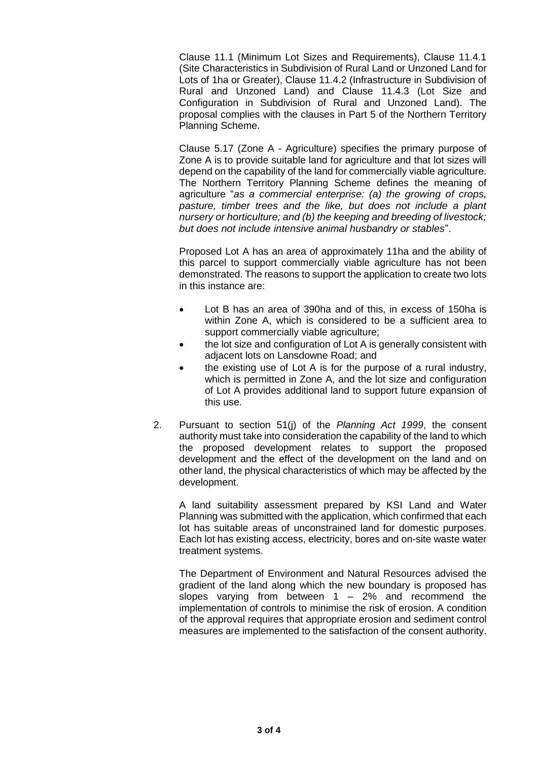Clause 11.1 (Minimum Lot Sizes and Requirements), Clause 11.4.1 (Site Characteristics in Subdivision of Rural Land or Unzoned Land for Lots of 1ha or Greater), Clause 11.4.2 (Infrastructure in Subdivision of Rural and Unzoned Land) and Clause 11.4.3 (Lot Size and Configuration in Subdivision of Rural and Unzoned Land). The proposal complies with the clauses in Part 5 of the Northern Territory Planning Scheme.

Clause 5.17 (Zone A - Agriculture) specifies the primary purpose of Zone A is to provide suitable land for agriculture and that lot sizes will depend on the capability of the land for commercially viable agriculture. The Northern Territory Planning Scheme defines the meaning of agriculture "*as a commercial enterprise: (a) the growing of crops, pasture, timber trees and the like, but does not include a plant nursery or horticulture; and (b) the keeping and breeding of livestock; but does not include intensive animal husbandry or stables*".

Proposed Lot A has an area of approximately 11ha and the ability of this parcel to support commercially viable agriculture has not been demonstrated. The reasons to support the application to create two lots in this instance are:

- Lot B has an area of 390ha and of this, in excess of 150ha is within Zone A, which is considered to be a sufficient area to support commercially viable agriculture;
- the lot size and configuration of Lot A is generally consistent with adjacent lots on Lansdowne Road; and
- the existing use of Lot A is for the purpose of a rural industry, which is permitted in Zone A, and the lot size and configuration of Lot A provides additional land to support future expansion of this use.

2. Pursuant to section 51(j) of the *Planning Act 1999*, the consent authority must take into consideration the capability of the land to which the proposed development relates to support the proposed development and the effect of the development on the land and on other land, the physical characteristics of which may be affected by the development.

   A land suitability assessment prepared by KSI Land and Water Planning was submitted with the application, which confirmed that each lot has suitable areas of unconstrained land for domestic purposes. Each lot has existing access, electricity, bores and on-site waste water treatment systems.

   The Department of Environment and Natural Resources advised the gradient of the land along which the new boundary is proposed has slopes varying from between 1 – 2% and recommend the implementation of controls to minimise the risk of erosion. A condition of the approval requires that appropriate erosion and sediment control measures are implemented to the satisfaction of the consent authority.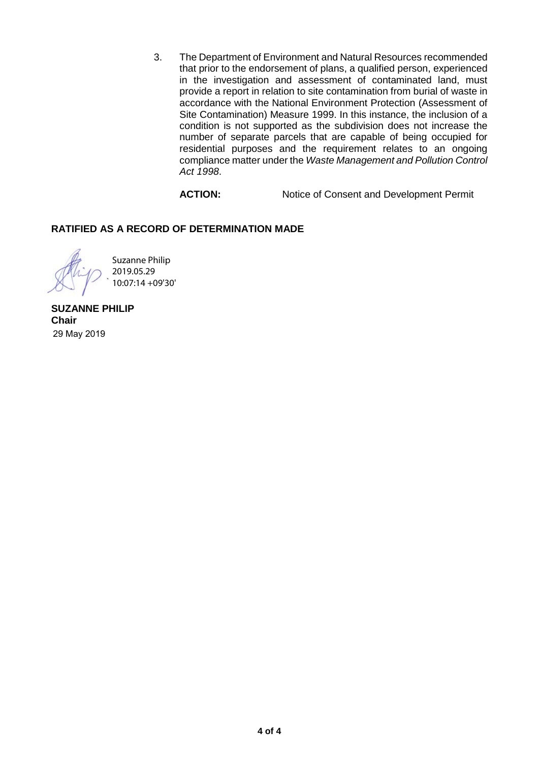3. The Department of Environment and Natural Resources recommended that prior to the endorsement of plans, a qualified person, experienced in the investigation and assessment of contaminated land, must provide a report in relation to site contamination from burial of waste in accordance with the National Environment Protection (Assessment of Site Contamination) Measure 1999. In this instance, the inclusion of a condition is not supported as the subdivision does not increase the number of separate parcels that are capable of being occupied for residential purposes and the requirement relates to an ongoing compliance matter under the *Waste Management and Pollution Control Act 1998*.

   **ACTION:** Notice of Consent and Development Permit

**RATIFIED AS A RECORD OF DETERMINATION MADE**

Suzanne Philip
2019.05.29
10:07:14 +09'30'

**SUZANNE PHILIP**
**Chair**
29 May 2019